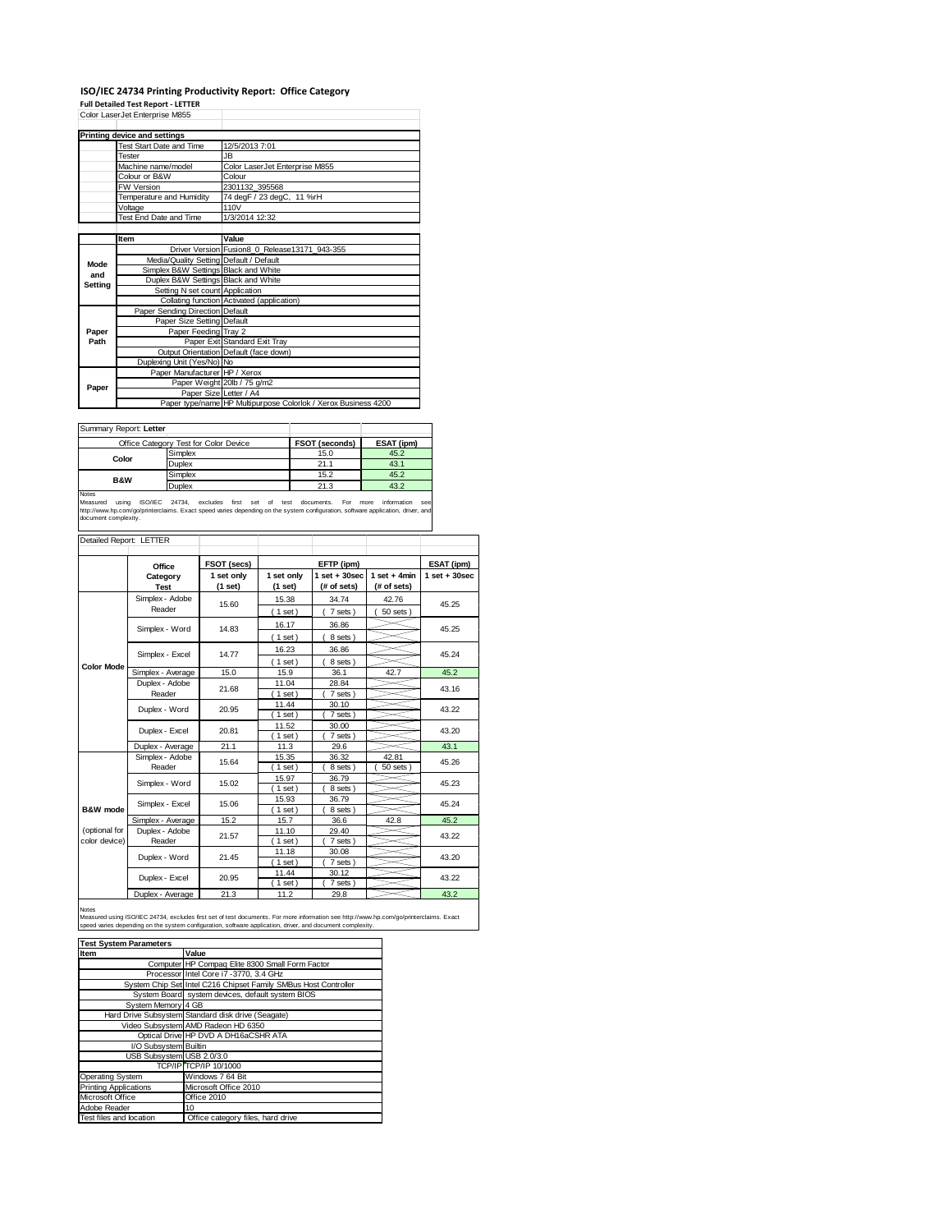# ISO/IEC 24734 Printing Productivity Report: Office Category

**Full Detailed Test Report - LETTER**

Color LaserJet Enterprise M855

| Printing device and settings | |
|---|---|
| Test Start Date and Time | 12/5/2013 7:01 |
| Tester | JB |
| Machine name/model | Color LaserJet Enterprise M855 |
| Colour or B&W | Colour |
| FW Version | 2301132_395568 |
| Temperature and Humidity | 74 degF / 23 degC, 11 %rH |
| Voltage | 110V |
| Test End Date and Time | 1/3/2014 12:32 |

| | Item | Value |
|---|---|---|
| Mode and Setting | Driver Version | Fusion8_0_Release13171_943-355 |
| | Media/Quality Setting | Default / Default |
| | Simplex B&W Settings | Black and White |
| | Duplex B&W Settings | Black and White |
| | Setting N set count | Application |
| | Collating function | Activated (application) |
| Paper Path | Paper Sending Direction | Default |
| | Paper Size Setting | Default |
| | Paper Feeding | Tray 2 |
| | Paper Exit | Standard Exit Tray |
| | Output Orientation | Default (face down) |
| | Duplexing Unit (Yes/No) | No |
| Paper | Paper Manufacturer | HP / Xerox |
| | Paper Weight | 20lb / 75 g/m2 |
| | Paper Size | Letter / A4 |
| | Paper type/name | HP Multipurpose Colorlok / Xerox Business 4200 |

Summary Report: **Letter**

| Office Category Test for Color Device | | FSOT (seconds) | ESAT (ipm) |
|---|---|---|---|
| Color | Simplex | 15.0 | 45.2 |
| | Duplex | 21.1 | 43.1 |
| B&W | Simplex | 15.2 | 45.2 |
| | Duplex | 21.3 | 43.2 |

Notes
Measured using ISO/IEC 24734, excludes first set of test documents. For more information see http://www.hp.com/go/printerclaims. Exact speed varies depending on the system configuration, software application, driver, and document complexity.

Detailed Report: LETTER

| | Office Category Test | FSOT (secs) 1 set only (1 set) | EFTP (ipm) 1 set only (1 set) | EFTP (ipm) 1 set + 30sec (# of sets) | EFTP (ipm) 1 set + 4min (# of sets) | ESAT (ipm) 1 set + 30sec |
|---|---|---|---|---|---|---|
| Color Mode | Simplex - Adobe Reader | 15.60 | 15.38 (1 set) | 34.74 (7 sets) | 42.76 (50 sets) | 45.25 |
| | Simplex - Word | 14.83 | 16.17 (1 set) | 36.86 (8 sets) | | 45.25 |
| | Simplex - Excel | 14.77 | 16.23 (1 set) | 36.86 (8 sets) | | 45.24 |
| | Simplex - Average | 15.0 | 15.9 | 36.1 | 42.7 | 45.2 |
| | Duplex - Adobe Reader | 21.68 | 11.04 (1 set) | 28.84 (7 sets) | | 43.16 |
| | Duplex - Word | 20.95 | 11.44 (1 set) | 30.10 (7 sets) | | 43.22 |
| | Duplex - Excel | 20.81 | 11.52 (1 set) | 30.00 (7 sets) | | 43.20 |
| | Duplex - Average | 21.1 | 11.3 | 29.6 | | 43.1 |
| B&W mode (optional for color device) | Simplex - Adobe Reader | 15.64 | 15.35 (1 set) | 36.32 (8 sets) | 42.81 (50 sets) | 45.26 |
| | Simplex - Word | 15.02 | 15.97 (1 set) | 36.79 (8 sets) | | 45.23 |
| | Simplex - Excel | 15.06 | 15.93 (1 set) | 36.79 (8 sets) | | 45.24 |
| | Simplex - Average | 15.2 | 15.7 | 36.6 | 42.8 | 45.2 |
| | Duplex - Adobe Reader | 21.57 | 11.10 (1 set) | 29.40 (7 sets) | | 43.22 |
| | Duplex - Word | 21.45 | 11.18 (1 set) | 30.08 (7 sets) | | 43.20 |
| | Duplex - Excel | 20.95 | 11.44 (1 set) | 30.12 (7 sets) | | 43.22 |
| | Duplex - Average | 21.3 | 11.2 | 29.8 | | 43.2 |

Notes
Measured using ISO/IEC 24734, excludes first set of test documents. For more information see http://www.hp.com/go/printerclaims. Exact speed varies depending on the system configuration, software application, driver, and document complexity.

| Test System Parameters | |
|---|---|
| **Item** | **Value** |
| Computer | HP Compaq Elite 8300 Small Form Factor |
| Processor | Intel Core i7 -3770, 3.4 GHz |
| System Chip Set | Intel C216 Chipset Family SMBus Host Controller |
| System Board | system devices, default system BIOS |
| System Memory | 4 GB |
| Hard Drive Subsystem | Standard disk drive (Seagate) |
| Video Subsystem | AMD Radeon HD 6350 |
| Optical Drive | HP DVD A DH16aCSHR ATA |
| I/O Subsystem | Builtin |
| USB Subsystem | USB 2.0/3.0 |
| TCP/IP | TCP/IP 10/1000 |
| Operating System | Windows 7 64 Bit |
| Printing Applications | Microsoft Office 2010 |
| Microsoft Office | Office 2010 |
| Adobe Reader | 10 |
| Test files and location | Office category files, hard drive |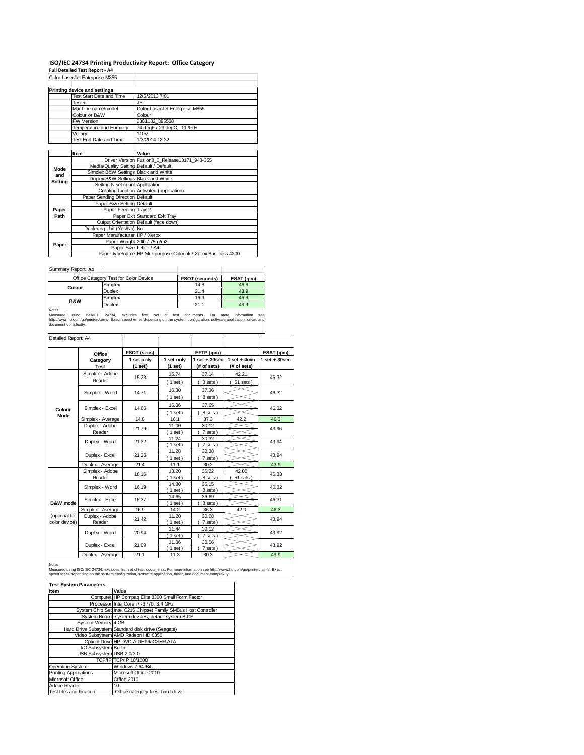# ISO/IEC 24734 Printing Productivity Report: Office Category

**Full Detailed Test Report - A4**

Color LaserJet Enterprise M855

| Printing device and settings | |
|---|---|
| Test Start Date and Time | 12/5/2013 7:01 |
| Tester | JB |
| Machine name/model | Color LaserJet Enterprise M855 |
| Colour or B&W | Colour |
| FW Version | 2301132_395568 |
| Temperature and Humidity | 74 degF / 23 degC, 11 %rH |
| Voltage | 110V |
| Test End Date and Time | 1/3/2014 12:32 |

| | Item | Value |
|---|---|---|
| Mode and Setting | Driver Version | Fusion8_0_Release13171_943-355 |
| | Media/Quality Setting | Default / Default |
| | Simplex B&W Settings | Black and White |
| | Duplex B&W Settings | Black and White |
| | Setting N set count | Application |
| | Collating function | Activated (application) |
| Paper Path | Paper Sending Direction | Default |
| | Paper Size Setting | Default |
| | Paper Feeding | Tray 2 |
| | Paper Exit | Standard Exit Tray |
| | Output Orientation | Default (face down) |
| | Duplexing Unit (Yes/No) | No |
| Paper | Paper Manufacturer | HP / Xerox |
| | Paper Weight | 20lb / 75 g/m2 |
| | Paper Size | Letter / A4 |
| | Paper type/name | HP Multipurpose Colorlok / Xerox Business 4200 |

Summary Report: **A4**

| Office Category Test for Color Device | | FSOT (seconds) | ESAT (ipm) |
|---|---|---|---|
| Colour | Simplex | 14.8 | 46.3 |
| | Duplex | 21.4 | 43.9 |
| B&W | Simplex | 16.9 | 46.3 |
| | Duplex | 21.1 | 43.9 |

Notes
Measured using ISO/IEC 24734, excludes first set of test documents. For more information see http://www.hp.com/go/printerclaims. Exact speed varies depending on the system configuration, software application, driver, and document complexity.

Detailed Report: A4

| | Office Category Test | FSOT (secs) 1 set only (1 set) | EFTP (ipm) 1 set only (1 set) | EFTP (ipm) 1 set + 30sec (# of sets) | EFTP (ipm) 1 set + 4min (# of sets) | ESAT (ipm) 1 set + 30sec |
|---|---|---|---|---|---|---|
| Colour Mode | Simplex - Adobe Reader | 15.23 | 15.74 (1 set) | 37.14 (8 sets) | 42.21 (51 sets) | 46.32 |
| | Simplex - Word | 14.71 | 16.30 (1 set) | 37.36 (8 sets) | | 46.32 |
| | Simplex - Excel | 14.66 | 16.36 (1 set) | 37.65 (8 sets) | | 46.32 |
| | Simplex - Average | 14.8 | 16.1 | 37.3 | 42.2 | 46.3 |
| | Duplex - Adobe Reader | 21.79 | 11.00 (1 set) | 30.12 (7 sets) | | 43.96 |
| | Duplex - Word | 21.32 | 11.24 (1 set) | 30.32 (7 sets) | | 43.94 |
| | Duplex - Excel | 21.26 | 11.28 (1 set) | 30.38 (7 sets) | | 43.94 |
| | Duplex - Average | 21.4 | 11.1 | 30.2 | | 43.9 |
| B&W mode (optional for color device) | Simplex - Adobe Reader | 18.16 | 13.20 (1 set) | 36.22 (8 sets) | 42.00 (51 sets) | 46.33 |
| | Simplex - Word | 16.19 | 14.80 (1 set) | 36.15 (8 sets) | | 46.32 |
| | Simplex - Excel | 16.37 | 14.65 (1 set) | 36.69 (8 sets) | | 46.31 |
| | Simplex - Average | 16.9 | 14.2 | 36.3 | 42.0 | 46.3 |
| | Duplex - Adobe Reader | 21.42 | 11.20 (1 set) | 30.08 (7 sets) | | 43.94 |
| | Duplex - Word | 20.94 | 11.44 (1 set) | 30.52 (7 sets) | | 43.92 |
| | Duplex - Excel | 21.09 | 11.36 (1 set) | 30.56 (7 sets) | | 43.92 |
| | Duplex - Average | 21.1 | 11.3 | 30.3 | | 43.9 |

Notes
Measured using ISO/IEC 24734, excludes first set of test documents. For more information see http://www.hp.com/go/printerclaims. Exact speed varies depending on the system configuration, software application, driver, and document complexity.

| Test System Parameters | |
|---|---|
| **Item** | **Value** |
| Computer | HP Compaq Elite 8300 Small Form Factor |
| Processor | Intel Core i7 -3770, 3.4 GHz |
| System Chip Set | Intel C216 Chipset Family SMBus Host Controller |
| System Board | system devices, default system BIOS |
| System Memory | 4 GB |
| Hard Drive Subsystem | Standard disk drive (Seagate) |
| Video Subsystem | AMD Radeon HD 6350 |
| Optical Drive | HP DVD A DH16aCSHR ATA |
| I/O Subsystem | Builtin |
| USB Subsystem | USB 2.0/3.0 |
| TCP/IP | TCP/IP 10/1000 |
| Operating System | Windows 7 64 Bit |
| Printing Applications | Microsoft Office 2010 |
| Microsoft Office | Office 2010 |
| Adobe Reader | 10 |
| Test files and location | Office category files, hard drive |